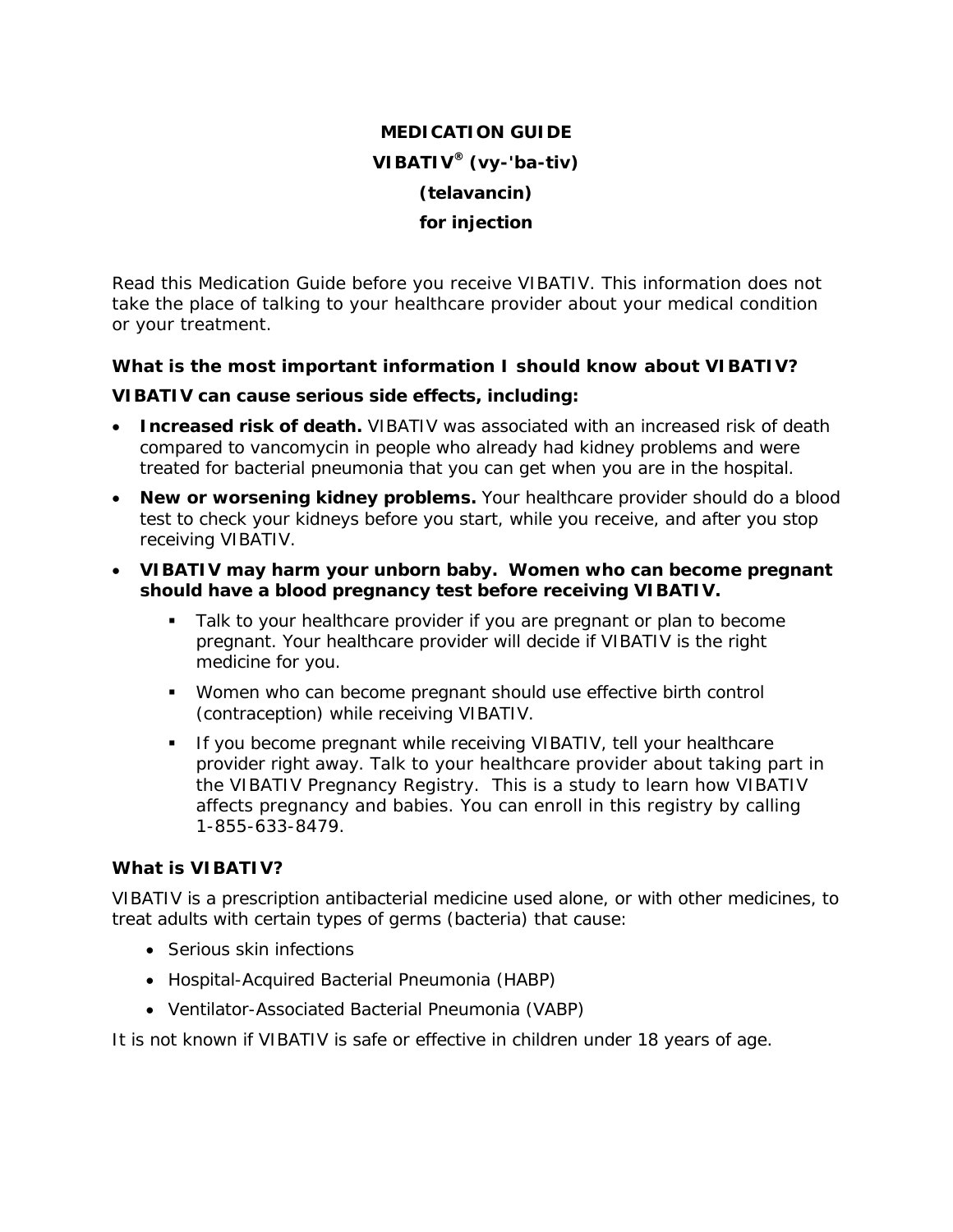# MEDICATION GUIDE
# VIBATIV® (vy-'ba-tiv)
# (telavancin)
# for injection

Read this Medication Guide before you receive VIBATIV. This information does not take the place of talking to your healthcare provider about your medical condition or your treatment.

### What is the most important information I should know about VIBATIV?

**VIBATIV can cause serious side effects, including:**

- **Increased risk of death.** VIBATIV was associated with an increased risk of death compared to vancomycin in people who already had kidney problems and were treated for bacterial pneumonia that you can get when you are in the hospital.
- **New or worsening kidney problems.** Your healthcare provider should do a blood test to check your kidneys before you start, while you receive, and after you stop receiving VIBATIV.
- **VIBATIV may harm your unborn baby. Women who can become pregnant should have a blood pregnancy test before receiving VIBATIV.**
  - Talk to your healthcare provider if you are pregnant or plan to become pregnant. Your healthcare provider will decide if VIBATIV is the right medicine for you.
  - Women who can become pregnant should use effective birth control (contraception) while receiving VIBATIV.
  - If you become pregnant while receiving VIBATIV, tell your healthcare provider right away. Talk to your healthcare provider about taking part in the VIBATIV Pregnancy Registry. This is a study to learn how VIBATIV affects pregnancy and babies. You can enroll in this registry by calling 1-855-633-8479.

### What is VIBATIV?

VIBATIV is a prescription antibacterial medicine used alone, or with other medicines, to treat adults with certain types of germs (bacteria) that cause:

- Serious skin infections
- Hospital-Acquired Bacterial Pneumonia (HABP)
- Ventilator-Associated Bacterial Pneumonia (VABP)

It is not known if VIBATIV is safe or effective in children under 18 years of age.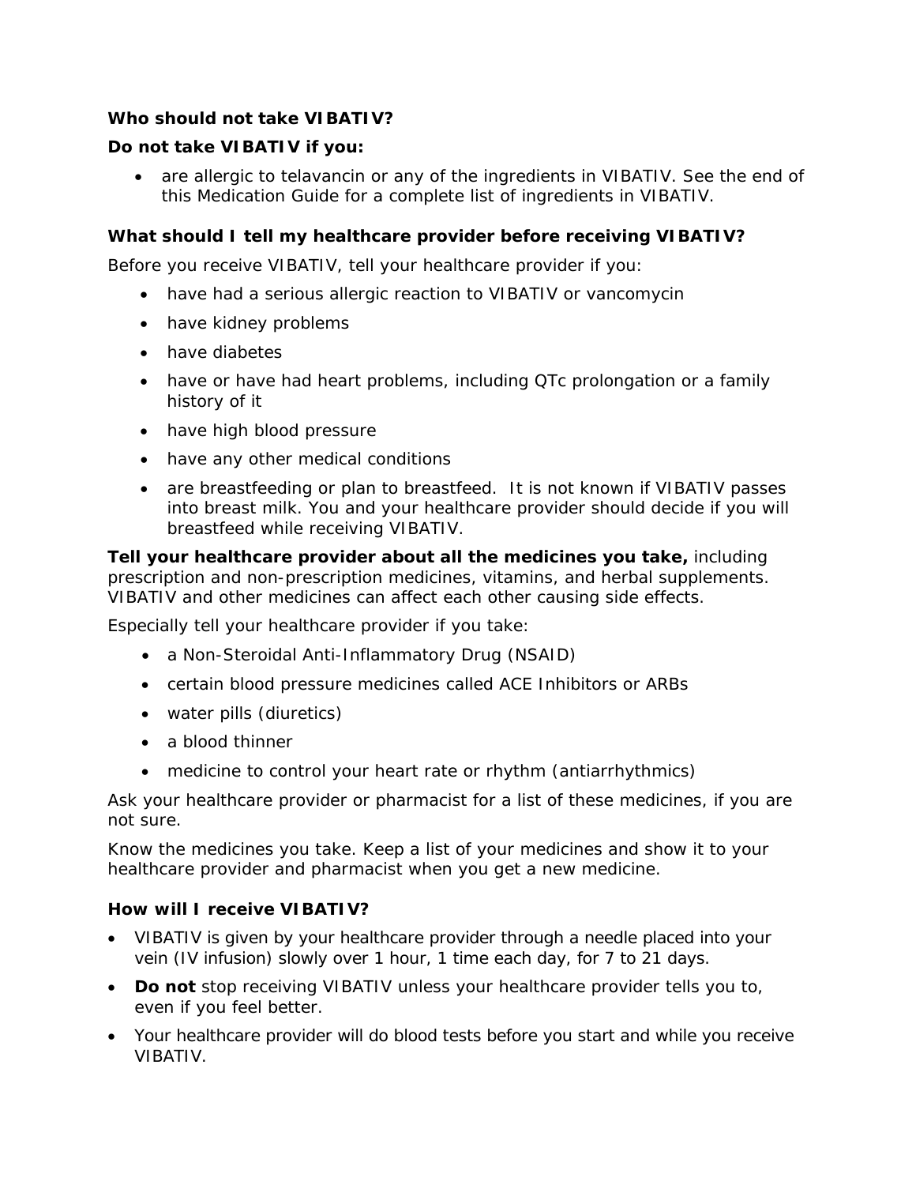**Who should not take VIBATIV?**

**Do not take VIBATIV if you:**

- are allergic to telavancin or any of the ingredients in VIBATIV. See the end of this Medication Guide for a complete list of ingredients in VIBATIV.

**What should I tell my healthcare provider before receiving VIBATIV?**

Before you receive VIBATIV, tell your healthcare provider if you:

- have had a serious allergic reaction to VIBATIV or vancomycin
- have kidney problems
- have diabetes
- have or have had heart problems, including QTc prolongation or a family history of it
- have high blood pressure
- have any other medical conditions
- are breastfeeding or plan to breastfeed. It is not known if VIBATIV passes into breast milk. You and your healthcare provider should decide if you will breastfeed while receiving VIBATIV.

**Tell your healthcare provider about all the medicines you take,** including prescription and non-prescription medicines, vitamins, and herbal supplements. VIBATIV and other medicines can affect each other causing side effects.

Especially tell your healthcare provider if you take:

- a Non-Steroidal Anti-Inflammatory Drug (NSAID)
- certain blood pressure medicines called ACE Inhibitors or ARBs
- water pills (diuretics)
- a blood thinner
- medicine to control your heart rate or rhythm (antiarrhythmics)

Ask your healthcare provider or pharmacist for a list of these medicines, if you are not sure.

Know the medicines you take. Keep a list of your medicines and show it to your healthcare provider and pharmacist when you get a new medicine.

**How will I receive VIBATIV?**

- VIBATIV is given by your healthcare provider through a needle placed into your vein (IV infusion) slowly over 1 hour, 1 time each day, for 7 to 21 days.
- **Do not** stop receiving VIBATIV unless your healthcare provider tells you to, even if you feel better.
- Your healthcare provider will do blood tests before you start and while you receive VIBATIV.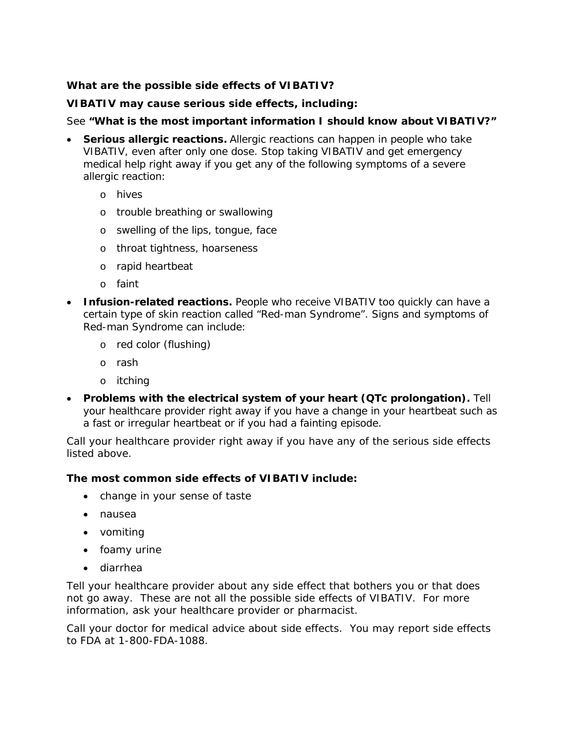**What are the possible side effects of VIBATIV?**

**VIBATIV may cause serious side effects, including:**

See **"What is the most important information I should know about VIBATIV?"**

- **Serious allergic reactions.** Allergic reactions can happen in people who take VIBATIV, even after only one dose. Stop taking VIBATIV and get emergency medical help right away if you get any of the following symptoms of a severe allergic reaction:
  - hives
  - trouble breathing or swallowing
  - swelling of the lips, tongue, face
  - throat tightness, hoarseness
  - rapid heartbeat
  - faint
- **Infusion-related reactions.** People who receive VIBATIV too quickly can have a certain type of skin reaction called "Red-man Syndrome". Signs and symptoms of Red-man Syndrome can include:
  - red color (flushing)
  - rash
  - itching
- **Problems with the electrical system of your heart (QTc prolongation).** Tell your healthcare provider right away if you have a change in your heartbeat such as a fast or irregular heartbeat or if you had a fainting episode.

Call your healthcare provider right away if you have any of the serious side effects listed above.

**The most common side effects of VIBATIV include:**

- change in your sense of taste
- nausea
- vomiting
- foamy urine
- diarrhea

Tell your healthcare provider about any side effect that bothers you or that does not go away. These are not all the possible side effects of VIBATIV. For more information, ask your healthcare provider or pharmacist.

Call your doctor for medical advice about side effects. You may report side effects to FDA at 1-800-FDA-1088.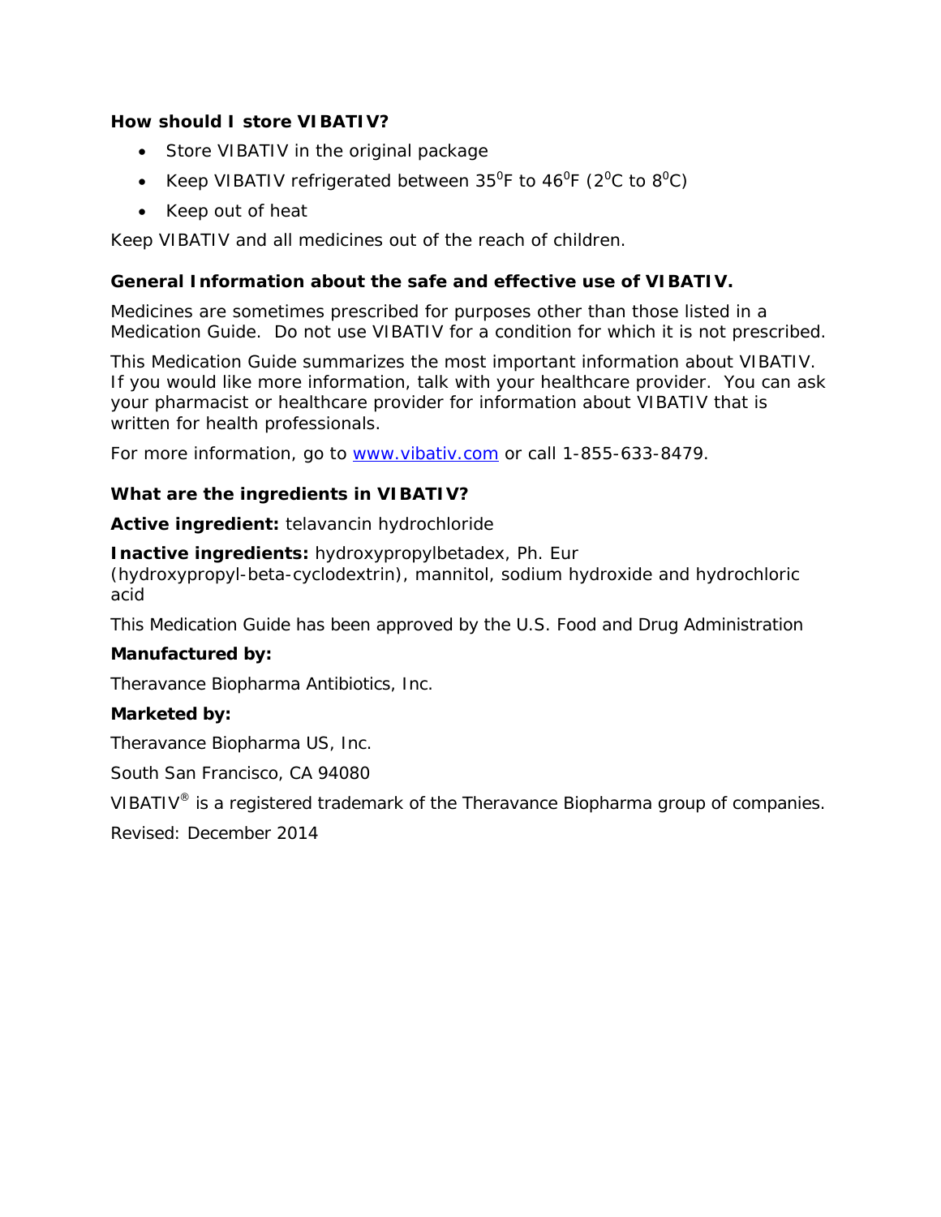**How should I store VIBATIV?**

- Store VIBATIV in the original package
- Keep VIBATIV refrigerated between $35^0$F to $46^0$F ($2^0$C to $8^0$C)
- Keep out of heat

Keep VIBATIV and all medicines out of the reach of children.

**General Information about the safe and effective use of VIBATIV.**

Medicines are sometimes prescribed for purposes other than those listed in a Medication Guide. Do not use VIBATIV for a condition for which it is not prescribed.

This Medication Guide summarizes the most important information about VIBATIV. If you would like more information, talk with your healthcare provider. You can ask your pharmacist or healthcare provider for information about VIBATIV that is written for health professionals.

For more information, go to www.vibativ.com or call 1-855-633-8479.

**What are the ingredients in VIBATIV?**

**Active ingredient:** telavancin hydrochloride

**Inactive ingredients:** hydroxypropylbetadex, Ph. Eur (hydroxypropyl-beta-cyclodextrin), mannitol, sodium hydroxide and hydrochloric acid

This Medication Guide has been approved by the U.S. Food and Drug Administration

**Manufactured by:**

Theravance Biopharma Antibiotics, Inc.

**Marketed by:**

Theravance Biopharma US, Inc.

South San Francisco, CA 94080

VIBATIV® is a registered trademark of the Theravance Biopharma group of companies.

Revised: December 2014